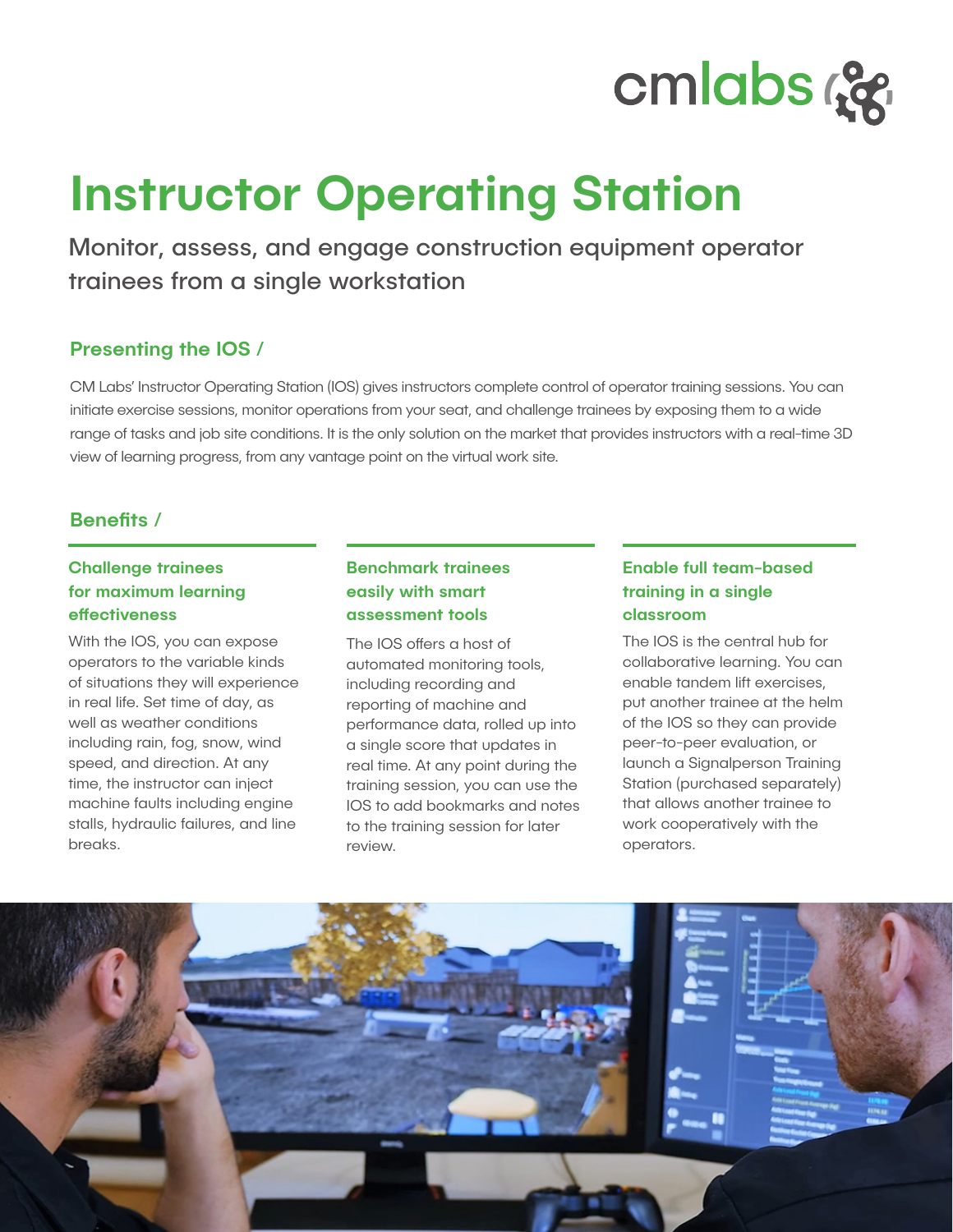# Instructor Operating Station

Monitor, assess, and engage construction equipment operator trainees from a single workstation

## Presenting the IOS /

CM Labs' Instructor Operating Station (IOS) gives instructors complete control of operator training sessions. You can initiate exercise sessions, monitor operations from your seat, and challenge trainees by exposing them to a wide range of tasks and job site conditions. It is the only solution on the market that provides instructors with a real-time 3D view of learning progress, from any vantage point on the virtual work site.

## Benefits /

### Challenge trainees for maximum learning effectiveness

With the IOS, you can expose operators to the variable kinds of situations they will experience in real life. Set time of day, as well as weather conditions including rain, fog, snow, wind speed, and direction. At any time, the instructor can inject machine faults including engine stalls, hydraulic failures, and line breaks.

### Benchmark trainees easily with smart assessment tools

The IOS offers a host of automated monitoring tools, including recording and reporting of machine and performance data, rolled up into a single score that updates in real time. At any point during the training session, you can use the IOS to add bookmarks and notes to the training session for later review.

### Enable full team-based training in a single classroom

The IOS is the central hub for collaborative learning. You can enable tandem lift exercises, put another trainee at the helm of the IOS so they can provide peer-to-peer evaluation, or launch a Signalperson Training Station (purchased separately) that allows another trainee to work cooperatively with the operators.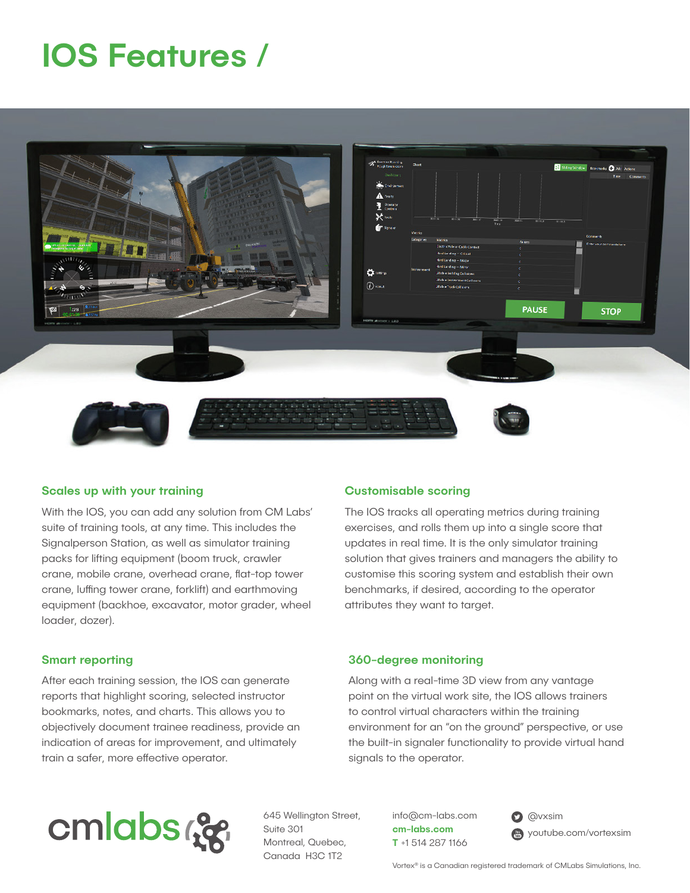# IOS Features /

## Scales up with your training

With the IOS, you can add any solution from CM Labs' suite of training tools, at any time. This includes the Signalperson Station, as well as simulator training packs for lifting equipment (boom truck, crawler crane, mobile crane, overhead crane, flat-top tower crane, luffing tower crane, forklift) and earthmoving equipment (backhoe, excavator, motor grader, wheel loader, dozer).

## Smart reporting

After each training session, the IOS can generate reports that highlight scoring, selected instructor bookmarks, notes, and charts. This allows you to objectively document trainee readiness, provide an indication of areas for improvement, and ultimately train a safer, more effective operator.

## Customisable scoring

The IOS tracks all operating metrics during training exercises, and rolls them up into a single score that updates in real time. It is the only simulator training solution that gives trainers and managers the ability to customise this scoring system and establish their own benchmarks, if desired, according to the operator attributes they want to target.

## 360-degree monitoring

Along with a real-time 3D view from any vantage point on the virtual work site, the IOS allows trainers to control virtual characters within the training environment for an "on the ground" perspective, or use the built-in signaler functionality to provide virtual hand signals to the operator.

cmlabs

645 Wellington Street,
Suite 301
Montreal, Quebec,
Canada H3C 1T2

info@cm-labs.com
**cm-labs.com**
**T** +1 514 287 1166

@vxsim
youtube.com/vortexsim

Vortex® is a Canadian registered trademark of CMLabs Simulations, Inc.